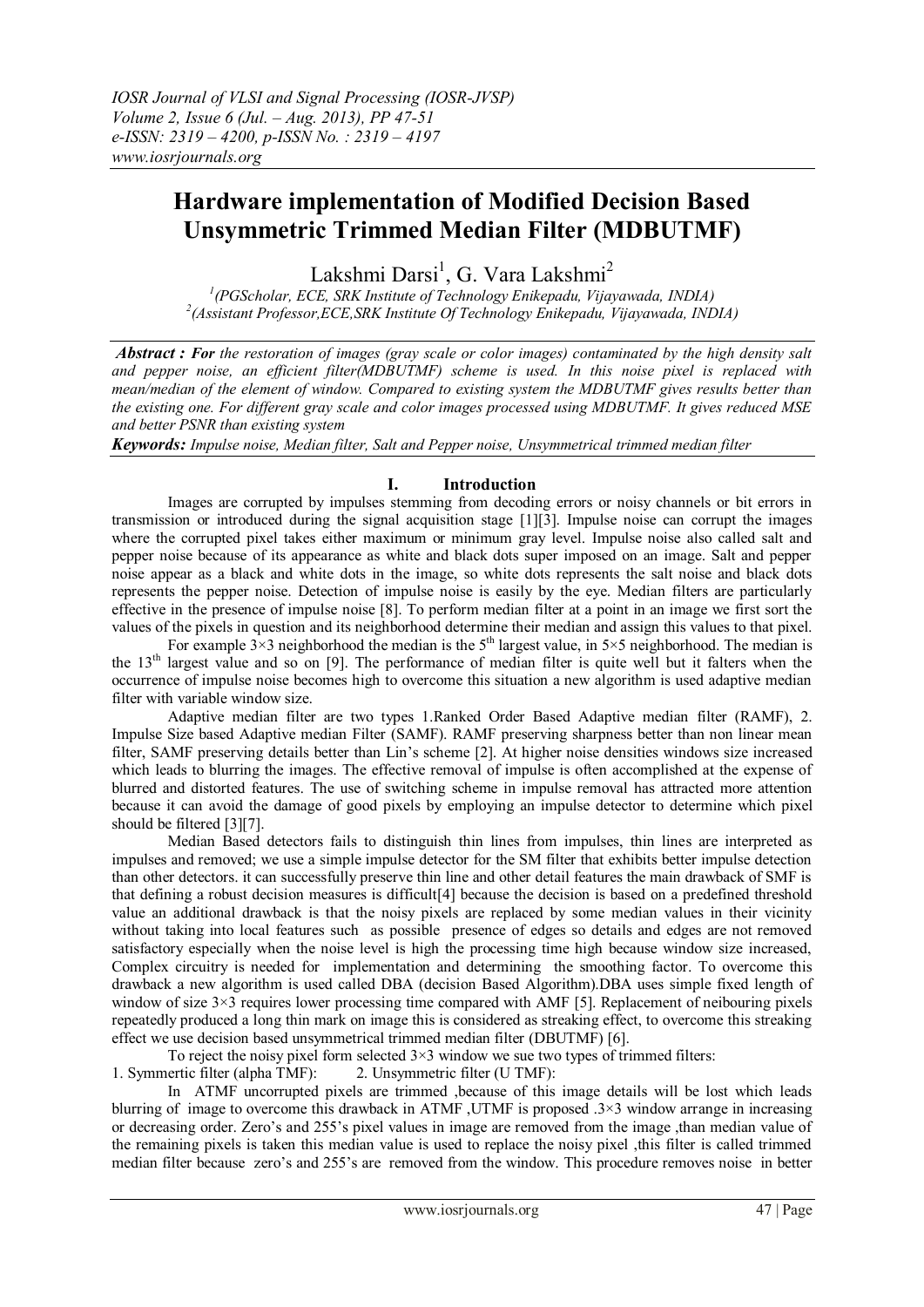# Hardware implementation of Modified Decision Based Unsymmetric Trimmed Median Filter (MDBUTMF)

Lakshmi Darsi[1], G. Vara Lakshmi[2]

[1](PGScholar, ECE, SRK Institute of Technology Enikepadu, Vijayawada, INDIA)
[2](Assistant Professor,ECE,SRK Institute Of Technology Enikepadu, Vijayawada, INDIA)

***Abstract :*** ***For*** *the restoration of images (gray scale or color images) contaminated by the high density salt and pepper noise, an efficient filter(MDBUTMF) scheme is used. In this noise pixel is replaced with mean/median of the element of window. Compared to existing system the MDBUTMF gives results better than the existing one. For different gray scale and color images processed using MDBUTMF. It gives reduced MSE and better PSNR than existing system*

***Keywords:*** *Impulse noise, Median filter, Salt and Pepper noise, Unsymmetrical trimmed median filter*

## I. Introduction

Images are corrupted by impulses stemming from decoding errors or noisy channels or bit errors in transmission or introduced during the signal acquisition stage [1][3]. Impulse noise can corrupt the images where the corrupted pixel takes either maximum or minimum gray level. Impulse noise also called salt and pepper noise because of its appearance as white and black dots super imposed on an image. Salt and pepper noise appear as a black and white dots in the image, so white dots represents the salt noise and black dots represents the pepper noise. Detection of impulse noise is easily by the eye. Median filters are particularly effective in the presence of impulse noise [8]. To perform median filter at a point in an image we first sort the values of the pixels in question and its neighborhood determine their median and assign this values to that pixel.

For example 3×3 neighborhood the median is the 5th largest value, in 5×5 neighborhood. The median is the 13th largest value and so on [9]. The performance of median filter is quite well but it falters when the occurrence of impulse noise becomes high to overcome this situation a new algorithm is used adaptive median filter with variable window size.

Adaptive median filter are two types 1.Ranked Order Based Adaptive median filter (RAMF), 2. Impulse Size based Adaptive median Filter (SAMF). RAMF preserving sharpness better than non linear mean filter, SAMF preserving details better than Lin's scheme [2]. At higher noise densities windows size increased which leads to blurring the images. The effective removal of impulse is often accomplished at the expense of blurred and distorted features. The use of switching scheme in impulse removal has attracted more attention because it can avoid the damage of good pixels by employing an impulse detector to determine which pixel should be filtered [3][7].

Median Based detectors fails to distinguish thin lines from impulses, thin lines are interpreted as impulses and removed; we use a simple impulse detector for the SM filter that exhibits better impulse detection than other detectors. it can successfully preserve thin line and other detail features the main drawback of SMF is that defining a robust decision measures is difficult[4] because the decision is based on a predefined threshold value an additional drawback is that the noisy pixels are replaced by some median values in their vicinity without taking into local features such as possible presence of edges so details and edges are not removed satisfactory especially when the noise level is high the processing time high because window size increased, Complex circuitry is needed for implementation and determining the smoothing factor. To overcome this drawback a new algorithm is used called DBA (decision Based Algorithm).DBA uses simple fixed length of window of size 3×3 requires lower processing time compared with AMF [5]. Replacement of neibouring pixels repeatedly produced a long thin mark on image this is considered as streaking effect, to overcome this streaking effect we use decision based unsymmetrical trimmed median filter (DBUTMF) [6].

To reject the noisy pixel form selected 3×3 window we sue two types of trimmed filters:
1. Symmertic filter (alpha TMF): 2. Unsymmetric filter (U TMF):

In ATMF uncorrupted pixels are trimmed ,because of this image details will be lost which leads blurring of image to overcome this drawback in ATMF ,UTMF is proposed .3×3 window arrange in increasing or decreasing order. Zero's and 255's pixel values in image are removed from the image ,than median value of the remaining pixels is taken this median value is used to replace the noisy pixel ,this filter is called trimmed median filter because zero's and 255's are removed from the window. This procedure removes noise in better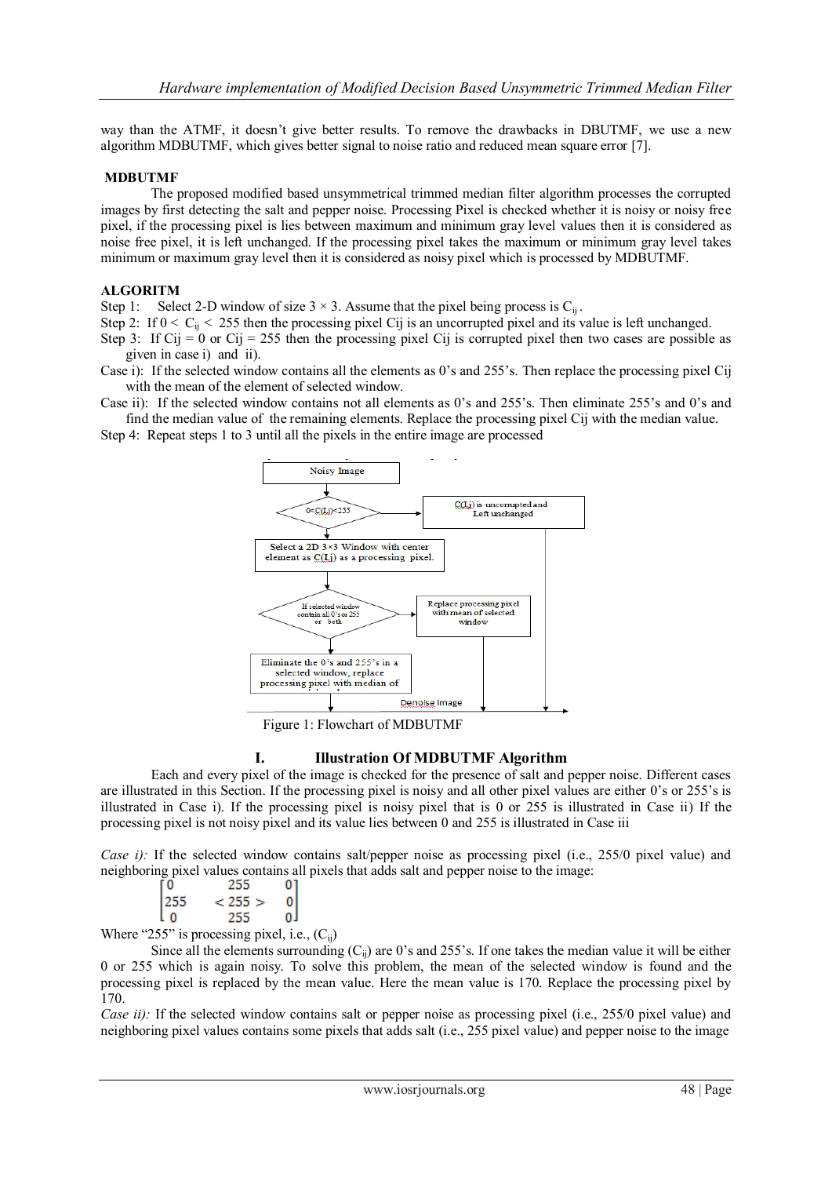way than the ATMF, it doesn't give better results. To remove the drawbacks in DBUTMF, we use a new algorithm MDBUTMF, which gives better signal to noise ratio and reduced mean square error [7].

**MDBUTMF**

The proposed modified based unsymmetrical trimmed median filter algorithm processes the corrupted images by first detecting the salt and pepper noise. Processing Pixel is checked whether it is noisy or noisy free pixel, if the processing pixel is lies between maximum and minimum gray level values then it is considered as noise free pixel, it is left unchanged. If the processing pixel takes the maximum or minimum gray level takes minimum or maximum gray level then it is considered as noisy pixel which is processed by MDBUTMF.

**ALGORITM**

Step 1: Select 2-D window of size 3 × 3. Assume that the pixel being process is $C_{ij}$.

Step 2: If $0 < C_{ij} < 255$ then the processing pixel Cij is an uncorrupted pixel and its value is left unchanged.

Step 3: If Cij = 0 or Cij = 255 then the processing pixel Cij is corrupted pixel then two cases are possible as given in case i) and ii).

Case i): If the selected window contains all the elements as 0's and 255's. Then replace the processing pixel Cij with the mean of the element of selected window.

Case ii): If the selected window contains not all elements as 0's and 255's. Then eliminate 255's and 0's and find the median value of the remaining elements. Replace the processing pixel Cij with the median value.

Step 4: Repeat steps 1 to 3 until all the pixels in the entire image are processed

Noisy Image → 0<C(I,j)<255 → C(I,j) is uncorrupted and Left unchanged

Select a 2D 3×3 Window with center element as C(I,j) as a processing pixel.

If selected window contain all 0's or 255 or both → Replace processing pixel with mean of selected window

Eliminate the 0's and 255's in a selected window, replace processing pixel with median of

Denoise image

Figure 1: Flowchart of MDBUTMF

## I. Illustration Of MDBUTMF Algorithm

Each and every pixel of the image is checked for the presence of salt and pepper noise. Different cases are illustrated in this Section. If the processing pixel is noisy and all other pixel values are either 0's or 255's is illustrated in Case i). If the processing pixel is noisy pixel that is 0 or 255 is illustrated in Case ii) If the processing pixel is not noisy pixel and its value lies between 0 and 255 is illustrated in Case iii

*Case i):* If the selected window contains salt/pepper noise as processing pixel (i.e., 255/0 pixel value) and neighboring pixel values contains all pixels that adds salt and pepper noise to the image:

$$\begin{bmatrix} 0 & 255 & 0 \\ 255 & <255> & 0 \\ 0 & 255 & 0 \end{bmatrix}$$

Where "255" is processing pixel, i.e., ($C_{ij}$)

Since all the elements surrounding ($C_{ij}$) are 0's and 255's. If one takes the median value it will be either 0 or 255 which is again noisy. To solve this problem, the mean of the selected window is found and the processing pixel is replaced by the mean value. Here the mean value is 170. Replace the processing pixel by 170.

*Case ii):* If the selected window contains salt or pepper noise as processing pixel (i.e., 255/0 pixel value) and neighboring pixel values contains some pixels that adds salt (i.e., 255 pixel value) and pepper noise to the image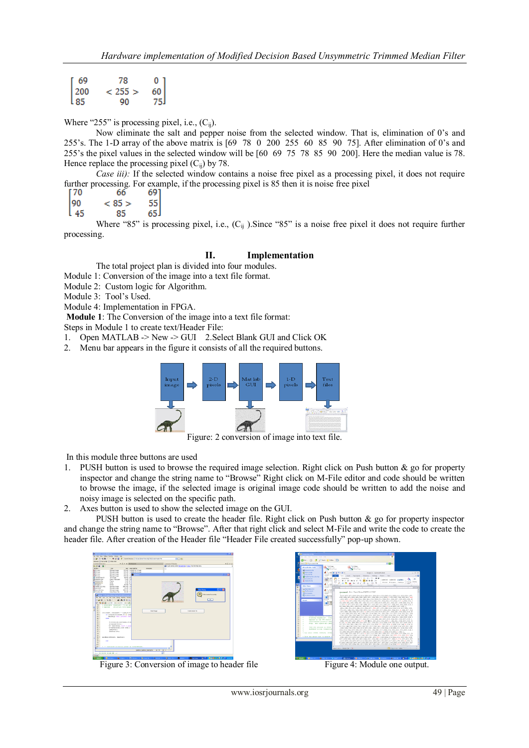$$\begin{bmatrix} 69 & 78 & 0 \\ 200 & <255> & 60 \\ 85 & 90 & 75 \end{bmatrix}$$

Where "255" is processing pixel, i.e., ($C_{ij}$).

Now eliminate the salt and pepper noise from the selected window. That is, elimination of 0's and 255's. The 1-D array of the above matrix is [69 78 0 200 255 60 85 90 75]. After elimination of 0's and 255's the pixel values in the selected window will be [60 69 75 78 85 90 200]. Here the median value is 78. Hence replace the processing pixel ($C_{ij}$) by 78.

*Case iii):* If the selected window contains a noise free pixel as a processing pixel, it does not require further processing. For example, if the processing pixel is 85 then it is noise free pixel

$$\begin{bmatrix} 70 & 66 & 69 \\ 90 & <85> & 55 \\ 45 & 85 & 65 \end{bmatrix}$$

Where "85" is processing pixel, i.e., ($C_{ij}$ ).Since "85" is a noise free pixel it does not require further processing.

## II. Implementation

The total project plan is divided into four modules.

Module 1: Conversion of the image into a text file format.
Module 2: Custom logic for Algorithm.
Module 3: Tool's Used.
Module 4: Implementation in FPGA.

**Module 1**: The Conversion of the image into a text file format:

Steps in Module 1 to create text/Header File:

1. Open MATLAB -> New -> GUI 2.Select Blank GUI and Click OK
2. Menu bar appears in the figure it consists of all the required buttons.

Input image → 2-D pixels → Mat lab GUI → 1-D pixels → Text files

Figure: 2 conversion of image into text file.

In this module three buttons are used

1. PUSH button is used to browse the required image selection. Right click on Push button & go for property inspector and change the string name to "Browse" Right click on M-File editor and code should be written to browse the image, if the selected image is original image code should be written to add the noise and noisy image is selected on the specific path.
2. Axes button is used to show the selected image on the GUI.

PUSH button is used to create the header file. Right click on Push button & go for property inspector and change the string name to "Browse". After that right click and select M-File and write the code to create the header file. After creation of the Header file "Header File created successfully" pop-up shown.

Figure 3: Conversion of image to header file

Figure 4: Module one output.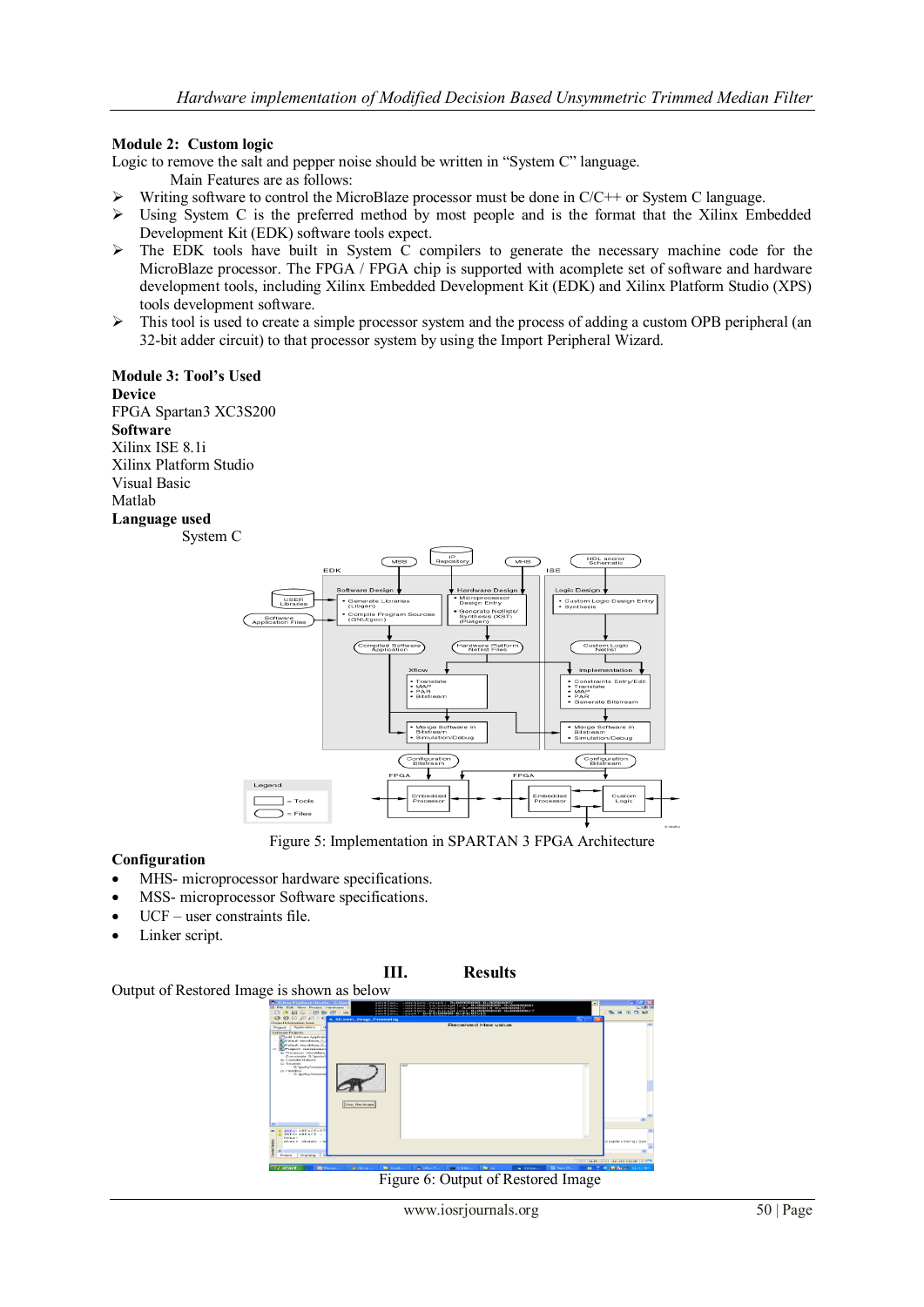**Module 2: Custom logic**

Logic to remove the salt and pepper noise should be written in "System C" language.

Main Features are as follows:

- Writing software to control the MicroBlaze processor must be done in C/C++ or System C language.
- Using System C is the preferred method by most people and is the format that the Xilinx Embedded Development Kit (EDK) software tools expect.
- The EDK tools have built in System C compilers to generate the necessary machine code for the MicroBlaze processor. The FPGA / FPGA chip is supported with acomplete set of software and hardware development tools, including Xilinx Embedded Development Kit (EDK) and Xilinx Platform Studio (XPS) tools development software.
- This tool is used to create a simple processor system and the process of adding a custom OPB peripheral (an 32-bit adder circuit) to that processor system by using the Import Peripheral Wizard.

**Module 3: Tool's Used**

**Device**

FPGA Spartan3 XC3S200

**Software**

Xilinx ISE 8.1i

Xilinx Platform Studio

Visual Basic

Matlab

**Language used**

System C

Figure 5: Implementation in SPARTAN 3 FPGA Architecture

**Configuration**

- MHS- microprocessor hardware specifications.
- MSS- microprocessor Software specifications.
- UCF – user constraints file.
- Linker script.

## III. Results

Output of Restored Image is shown as below

Figure 6: Output of Restored Image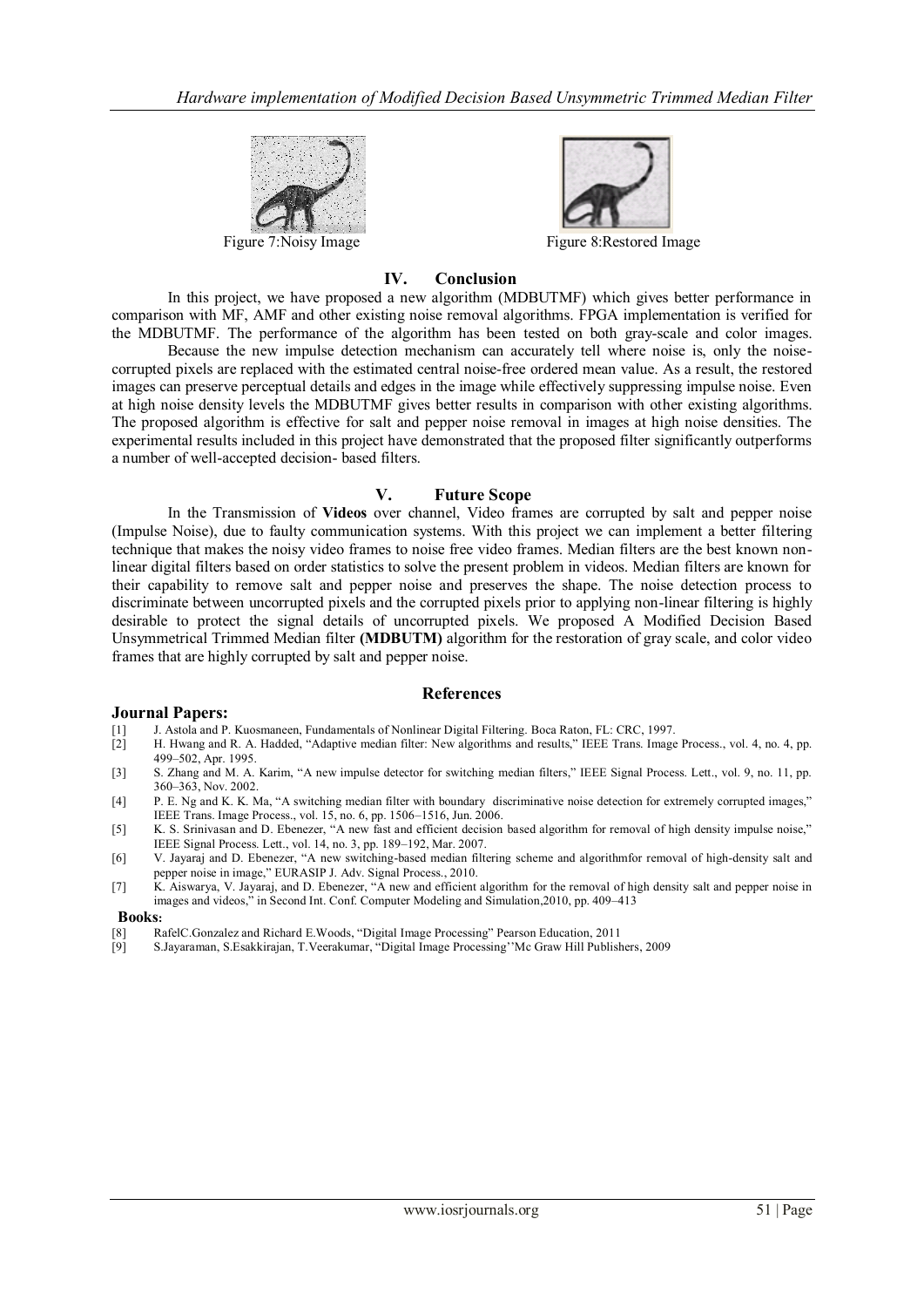Figure 7:Noisy Image

Figure 8:Restored Image

## IV. Conclusion

In this project, we have proposed a new algorithm (MDBUTMF) which gives better performance in comparison with MF, AMF and other existing noise removal algorithms. FPGA implementation is verified for the MDBUTMF. The performance of the algorithm has been tested on both gray-scale and color images.

Because the new impulse detection mechanism can accurately tell where noise is, only the noise-corrupted pixels are replaced with the estimated central noise-free ordered mean value. As a result, the restored images can preserve perceptual details and edges in the image while effectively suppressing impulse noise. Even at high noise density levels the MDBUTMF gives better results in comparison with other existing algorithms. The proposed algorithm is effective for salt and pepper noise removal in images at high noise densities. The experimental results included in this project have demonstrated that the proposed filter significantly outperforms a number of well-accepted decision- based filters.

## V. Future Scope

In the Transmission of **Videos** over channel, Video frames are corrupted by salt and pepper noise (Impulse Noise), due to faulty communication systems. With this project we can implement a better filtering technique that makes the noisy video frames to noise free video frames. Median filters are the best known non-linear digital filters based on order statistics to solve the present problem in videos. Median filters are known for their capability to remove salt and pepper noise and preserves the shape. The noise detection process to discriminate between uncorrupted pixels and the corrupted pixels prior to applying non-linear filtering is highly desirable to protect the signal details of uncorrupted pixels. We proposed A Modified Decision Based Unsymmetrical Trimmed Median filter **(MDBUTM)** algorithm for the restoration of gray scale, and color video frames that are highly corrupted by salt and pepper noise.

## References

### Journal Papers:

[1] J. Astola and P. Kuosmaneen, Fundamentals of Nonlinear Digital Filtering. Boca Raton, FL: CRC, 1997.

[2] H. Hwang and R. A. Hadded, "Adaptive median filter: New algorithms and results," IEEE Trans. Image Process., vol. 4, no. 4, pp. 499–502, Apr. 1995.

[3] S. Zhang and M. A. Karim, "A new impulse detector for switching median filters," IEEE Signal Process. Lett., vol. 9, no. 11, pp. 360–363, Nov. 2002.

[4] P. E. Ng and K. K. Ma, "A switching median filter with boundary discriminative noise detection for extremely corrupted images," IEEE Trans. Image Process., vol. 15, no. 6, pp. 1506–1516, Jun. 2006.

[5] K. S. Srinivasan and D. Ebenezer, "A new fast and efficient decision based algorithm for removal of high density impulse noise," IEEE Signal Process. Lett., vol. 14, no. 3, pp. 189–192, Mar. 2007.

[6] V. Jayaraj and D. Ebenezer, "A new switching-based median filtering scheme and algorithmfor removal of high-density salt and pepper noise in image," EURASIP J. Adv. Signal Process., 2010.

[7] K. Aiswarya, V. Jayaraj, and D. Ebenezer, "A new and efficient algorithm for the removal of high density salt and pepper noise in images and videos," in Second Int. Conf. Computer Modeling and Simulation,2010, pp. 409–413

### Books:

[8] RafelC.Gonzalez and Richard E.Woods, "Digital Image Processing" Pearson Education, 2011

[9] S.Jayaraman, S.Esakkirajan, T.Veerakumar, "Digital Image Processing''Mc Graw Hill Publishers, 2009